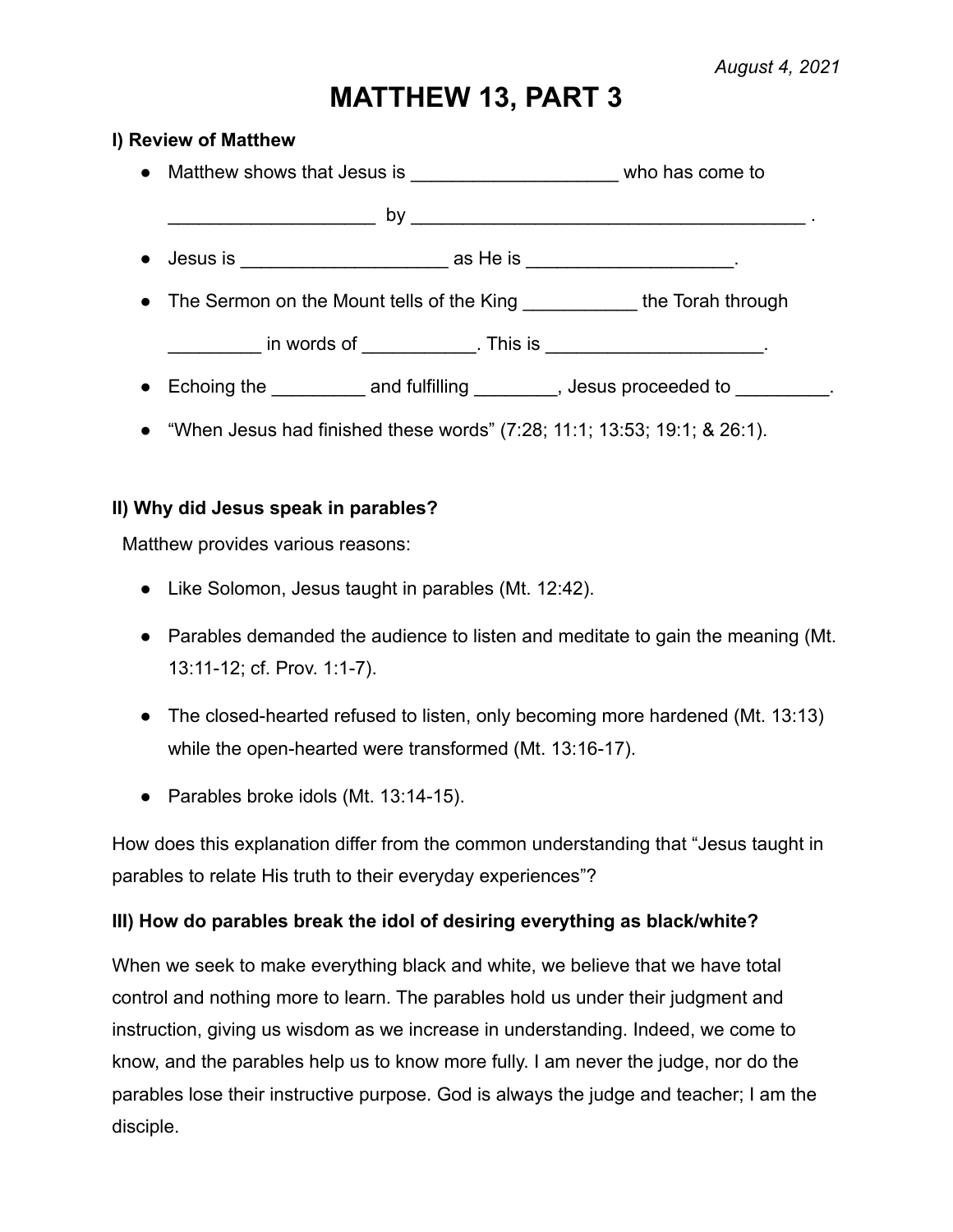*August 4, 2021*

# MATTHEW 13, PART 3

### I) Review of Matthew

- Matthew shows that Jesus is ____________________ who has come to ____________________ by ________________________________________ .
- Jesus is ____________________ as He is ____________________.
- The Sermon on the Mount tells of the King ___________ the Torah through _________ in words of ___________. This is _____________________.
- Echoing the _________ and fulfilling ________, Jesus proceeded to _________.
- "When Jesus had finished these words" (7:28; 11:1; 13:53; 19:1; & 26:1).

### II) Why did Jesus speak in parables?

Matthew provides various reasons:

- Like Solomon, Jesus taught in parables (Mt. 12:42).
- Parables demanded the audience to listen and meditate to gain the meaning (Mt. 13:11-12; cf. Prov. 1:1-7).
- The closed-hearted refused to listen, only becoming more hardened (Mt. 13:13) while the open-hearted were transformed (Mt. 13:16-17).
- Parables broke idols (Mt. 13:14-15).

How does this explanation differ from the common understanding that "Jesus taught in parables to relate His truth to their everyday experiences"?

### III) How do parables break the idol of desiring everything as black/white?

When we seek to make everything black and white, we believe that we have total control and nothing more to learn. The parables hold us under their judgment and instruction, giving us wisdom as we increase in understanding. Indeed, we come to know, and the parables help us to know more fully. I am never the judge, nor do the parables lose their instructive purpose. God is always the judge and teacher; I am the disciple.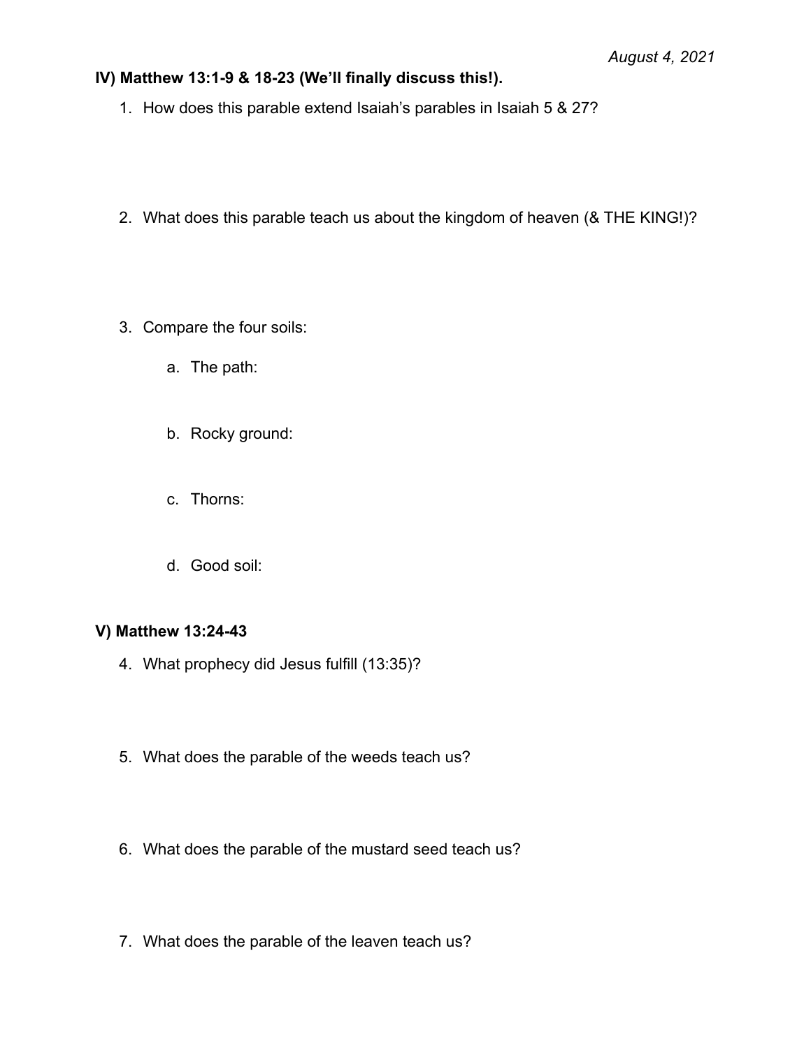*August 4, 2021*

**IV) Matthew 13:1-9 & 18-23 (We'll finally discuss this!).**

1. How does this parable extend Isaiah's parables in Isaiah 5 & 27?

2. What does this parable teach us about the kingdom of heaven (& THE KING!)?

3. Compare the four soils:

   a. The path:

   b. Rocky ground:

   c. Thorns:

   d. Good soil:

**V) Matthew 13:24-43**

4. What prophecy did Jesus fulfill (13:35)?

5. What does the parable of the weeds teach us?

6. What does the parable of the mustard seed teach us?

7. What does the parable of the leaven teach us?